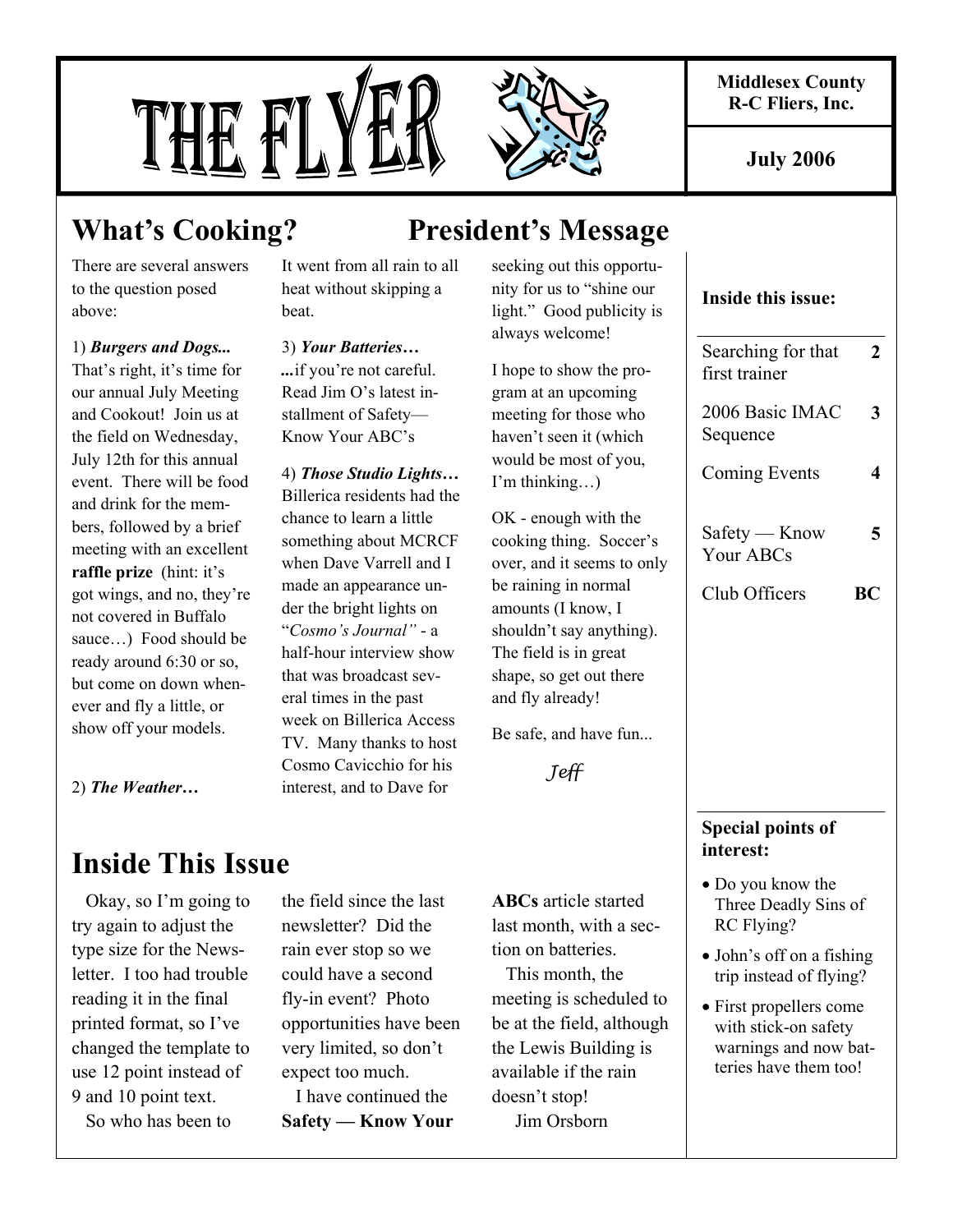# THE FLYER

**Middlesex County R-C Fliers, Inc.**

**July 2006**

## What's Cooking? President's Message

There are several answers to the question posed above:

1) ***Burgers and Dogs...*** That's right, it's time for our annual July Meeting and Cookout! Join us at the field on Wednesday, July 12th for this annual event. There will be food and drink for the members, followed by a brief meeting with an excellent **raffle prize** (hint: it's got wings, and no, they're not covered in Buffalo sauce…) Food should be ready around 6:30 or so, but come on down whenever and fly a little, or show off your models.

2) ***The Weather…*** It went from all rain to all heat without skipping a beat.

3) ***Your Batteries…*** **...**if you're not careful. Read Jim O's latest installment of Safety— Know Your ABC's

4) ***Those Studio Lights…*** Billerica residents had the chance to learn a little something about MCRCF when Dave Varrell and I made an appearance under the bright lights on "*Cosmo's Journal"* - a half-hour interview show that was broadcast several times in the past week on Billerica Access TV. Many thanks to host Cosmo Cavicchio for his interest, and to Dave for seeking out this opportunity for us to "shine our light." Good publicity is always welcome!

I hope to show the program at an upcoming meeting for those who haven't seen it (which would be most of you, I'm thinking…)

OK - enough with the cooking thing. Soccer's over, and it seems to only be raining in normal amounts (I know, I shouldn't say anything). The field is in great shape, so get out there and fly already!

Be safe, and have fun...

*Jeff*

## Inside This Issue

Okay, so I'm going to try again to adjust the type size for the Newsletter. I too had trouble reading it in the final printed format, so I've changed the template to use 12 point instead of 9 and 10 point text.

So who has been to the field since the last newsletter? Did the rain ever stop so we could have a second fly-in event? Photo opportunities have been very limited, so don't expect too much.

I have continued the **Safety — Know Your ABCs** article started last month, with a section on batteries.

This month, the meeting is scheduled to be at the field, although the Lewis Building is available if the rain doesn't stop!

Jim Orsborn

**Inside this issue:**

| | |
|---|---|
| Searching for that first trainer | **2** |
| 2006 Basic IMAC Sequence | **3** |
| Coming Events | **4** |
| Safety — Know Your ABCs | **5** |
| Club Officers | **BC** |

**Special points of interest:**

- Do you know the Three Deadly Sins of RC Flying?
- John's off on a fishing trip instead of flying?
- First propellers come with stick-on safety warnings and now batteries have them too!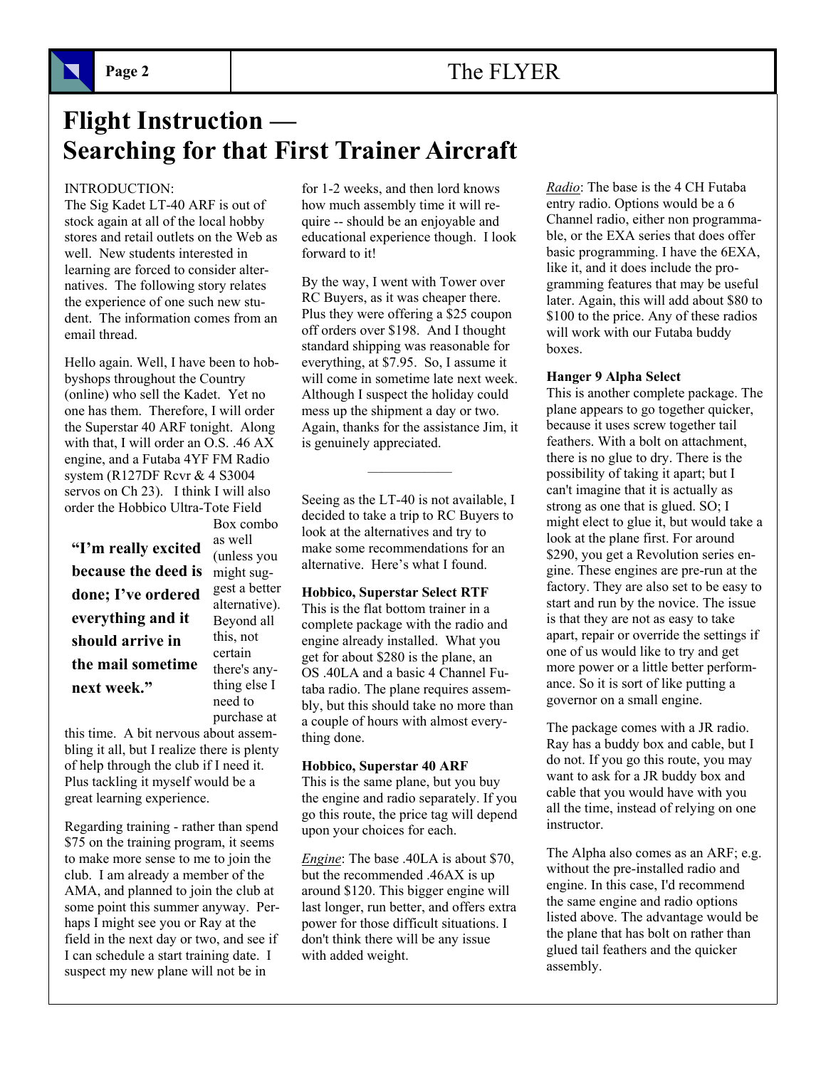# Flight Instruction — Searching for that First Trainer Aircraft

INTRODUCTION:
The Sig Kadet LT-40 ARF is out of stock again at all of the local hobby stores and retail outlets on the Web as well. New students interested in learning are forced to consider alternatives. The following story relates the experience of one such new student. The information comes from an email thread.

Hello again. Well, I have been to hobbyshops throughout the Country (online) who sell the Kadet. Yet no one has them. Therefore, I will order the Superstar 40 ARF tonight. Along with that, I will order an O.S. .46 AX engine, and a Futaba 4YF FM Radio system (R127DF Rcvr & 4 S3004 servos on Ch 23). I think I will also order the Hobbico Ultra-Tote Field Box combo as well (unless you might suggest a better alternative). Beyond all this, not certain there's anything else I need to purchase at this time. A bit nervous about assembling it all, but I realize there is plenty of help through the club if I need it. Plus tackling it myself would be a great learning experience.

> **"I'm really excited because the deed is done; I've ordered everything and it should arrive in the mail sometime next week."**

Regarding training - rather than spend $75 on the training program, it seems to make more sense to me to join the club. I am already a member of the AMA, and planned to join the club at some point this summer anyway. Perhaps I might see you or Ray at the field in the next day or two, and see if I can schedule a start training date. I suspect my new plane will not be in for 1-2 weeks, and then lord knows how much assembly time it will require -- should be an enjoyable and educational experience though. I look forward to it!

By the way, I went with Tower over RC Buyers, as it was cheaper there. Plus they were offering a $25 coupon off orders over $198. And I thought standard shipping was reasonable for everything, at $7.95. So, I assume it will come in sometime late next week. Although I suspect the holiday could mess up the shipment a day or two. Again, thanks for the assistance Jim, it is genuinely appreciated.

---

Seeing as the LT-40 is not available, I decided to take a trip to RC Buyers to look at the alternatives and try to make some recommendations for an alternative. Here's what I found.

**Hobbico, Superstar Select RTF**
This is the flat bottom trainer in a complete package with the radio and engine already installed. What you get for about $280 is the plane, an OS .40LA and a basic 4 Channel Futaba radio. The plane requires assembly, but this should take no more than a couple of hours with almost everything done.

**Hobbico, Superstar 40 ARF**
This is the same plane, but you buy the engine and radio separately. If you go this route, the price tag will depend upon your choices for each.

*Engine*: The base .40LA is about $70, but the recommended .46AX is up around $120. This bigger engine will last longer, run better, and offers extra power for those difficult situations. I don't think there will be any issue with added weight.

*Radio*: The base is the 4 CH Futaba entry radio. Options would be a 6 Channel radio, either non programmable, or the EXA series that does offer basic programming. I have the 6EXA, like it, and it does include the programming features that may be useful later. Again, this will add about $80 to $100 to the price. Any of these radios will work with our Futaba buddy boxes.

**Hanger 9 Alpha Select**
This is another complete package. The plane appears to go together quicker, because it uses screw together tail feathers. With a bolt on attachment, there is no glue to dry. There is the possibility of taking it apart; but I can't imagine that it is actually as strong as one that is glued. SO; I might elect to glue it, but would take a look at the plane first. For around $290, you get a Revolution series engine. These engines are pre-run at the factory. They are also set to be easy to start and run by the novice. The issue is that they are not as easy to take apart, repair or override the settings if one of us would like to try and get more power or a little better performance. So it is sort of like putting a governor on a small engine.

The package comes with a JR radio. Ray has a buddy box and cable, but I do not. If you go this route, you may want to ask for a JR buddy box and cable that you would have with you all the time, instead of relying on one instructor.

The Alpha also comes as an ARF; e.g. without the pre-installed radio and engine. In this case, I'd recommend the same engine and radio options listed above. The advantage would be the plane that has bolt on rather than glued tail feathers and the quicker assembly.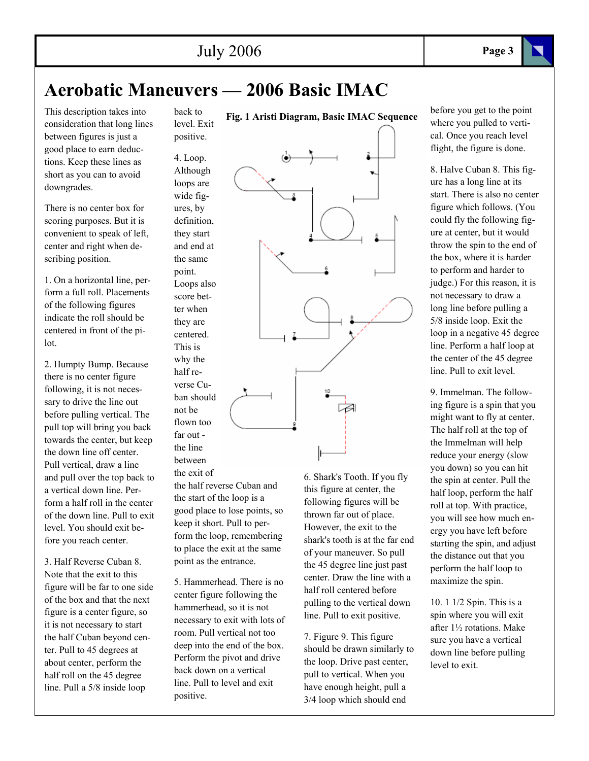# Aerobatic Maneuvers — 2006 Basic IMAC

This description takes into consideration that long lines between figures is just a good place to earn deductions. Keep these lines as short as you can to avoid downgrades.

There is no center box for scoring purposes. But it is convenient to speak of left, center and right when describing position.

1. On a horizontal line, perform a full roll. Placements of the following figures indicate the roll should be centered in front of the pilot.

2. Humpty Bump. Because there is no center figure following, it is not necessary to drive the line out before pulling vertical. The pull top will bring you back towards the center, but keep the down line off center. Pull vertical, draw a line and pull over the top back to a vertical down line. Perform a half roll in the center of the down line. Pull to exit level. You should exit before you reach center.

3. Half Reverse Cuban 8. Note that the exit to this figure will be far to one side of the box and that the next figure is a center figure, so it is not necessary to start the half Cuban beyond center. Pull to 45 degrees at about center, perform the half roll on the 45 degree line. Pull a 5/8 inside loop back to level. Exit positive.

4. Loop. Although loops are wide figures, by definition, they start and end at the same point. Loops also score better when they are centered. This is why the half reverse Cuban should not be flown too far out - the line between the exit of the half reverse Cuban and the start of the loop is a good place to lose points, so keep it short. Pull to perform the loop, remembering to place the exit at the same point as the entrance.

5. Hammerhead. There is no center figure following the hammerhead, so it is not necessary to exit with lots of room. Pull vertical not too deep into the end of the box. Perform the pivot and drive back down on a vertical line. Pull to level and exit positive.

**Fig. 1 Aristi Diagram, Basic IMAC Sequence**

6. Shark's Tooth. If you fly this figure at center, the following figures will be thrown far out of place. However, the exit to the shark's tooth is at the far end of your maneuver. So pull the 45 degree line just past center. Draw the line with a half roll centered before pulling to the vertical down line. Pull to exit positive.

7. Figure 9. This figure should be drawn similarly to the loop. Drive past center, pull to vertical. When you have enough height, pull a 3/4 loop which should end before you get to the point where you pulled to vertical. Once you reach level flight, the figure is done.

8. Halve Cuban 8. This figure has a long line at its start. There is also no center figure which follows. (You could fly the following figure at center, but it would throw the spin to the end of the box, where it is harder to perform and harder to judge.) For this reason, it is not necessary to draw a long line before pulling a 5/8 inside loop. Exit the loop in a negative 45 degree line. Perform a half loop at the center of the 45 degree line. Pull to exit level.

9. Immelman. The following figure is a spin that you might want to fly at center. The half roll at the top of the Immelman will help reduce your energy (slow you down) so you can hit the spin at center. Pull the half loop, perform the half roll at top. With practice, you will see how much energy you have left before starting the spin, and adjust the distance out that you perform the half loop to maximize the spin.

10. 1 1/2 Spin. This is a spin where you will exit after 1½ rotations. Make sure you have a vertical down line before pulling level to exit.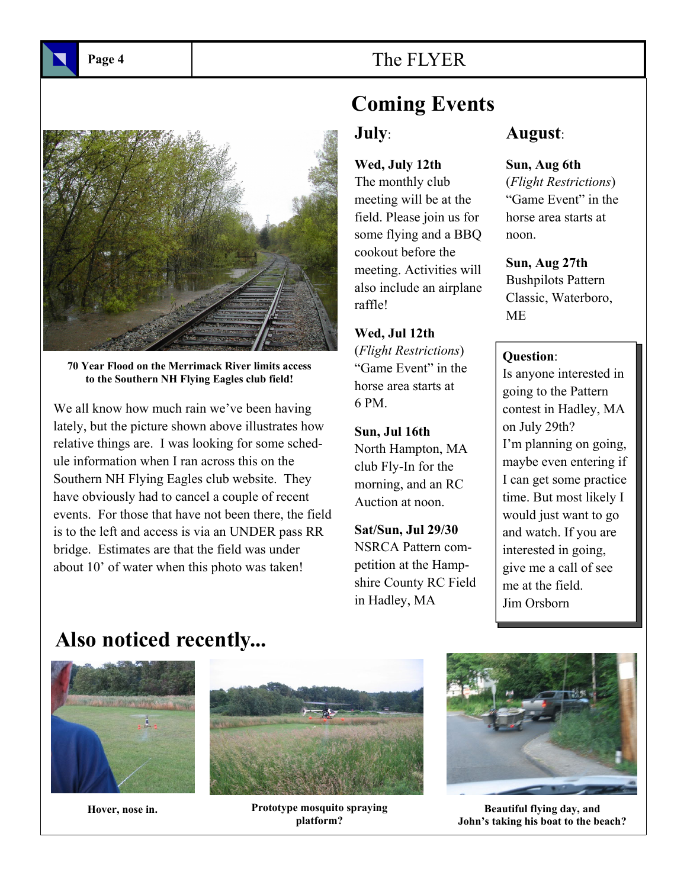70 Year Flood on the Merrimack River limits access to the Southern NH Flying Eagles club field!

We all know how much rain we've been having lately, but the picture shown above illustrates how relative things are. I was looking for some schedule information when I ran across this on the Southern NH Flying Eagles club website. They have obviously had to cancel a couple of recent events. For those that have not been there, the field is to the left and access is via an UNDER pass RR bridge. Estimates are that the field was under about 10' of water when this photo was taken!

# Coming Events

## July:

**Wed, July 12th**
The monthly club meeting will be at the field. Please join us for some flying and a BBQ cookout before the meeting. Activities will also include an airplane raffle!

**Wed, Jul 12th**
(*Flight Restrictions*) "Game Event" in the horse area starts at 6 PM.

**Sun, Jul 16th**
North Hampton, MA club Fly-In for the morning, and an RC Auction at noon.

**Sat/Sun, Jul 29/30**
NSRCA Pattern competition at the Hampshire County RC Field in Hadley, MA

## August:

**Sun, Aug 6th**
(*Flight Restrictions*) "Game Event" in the horse area starts at noon.

**Sun, Aug 27th**
Bushpilots Pattern Classic, Waterboro, ME

**Question**:
Is anyone interested in going to the Pattern contest in Hadley, MA on July 29th?
I'm planning on going, maybe even entering if I can get some practice time. But most likely I would just want to go and watch. If you are interested in going, give me a call of see me at the field.
Jim Orsborn

# Also noticed recently...

**Hover, nose in.**

**Prototype mosquito spraying platform?**

**Beautiful flying day, and John's taking his boat to the beach?**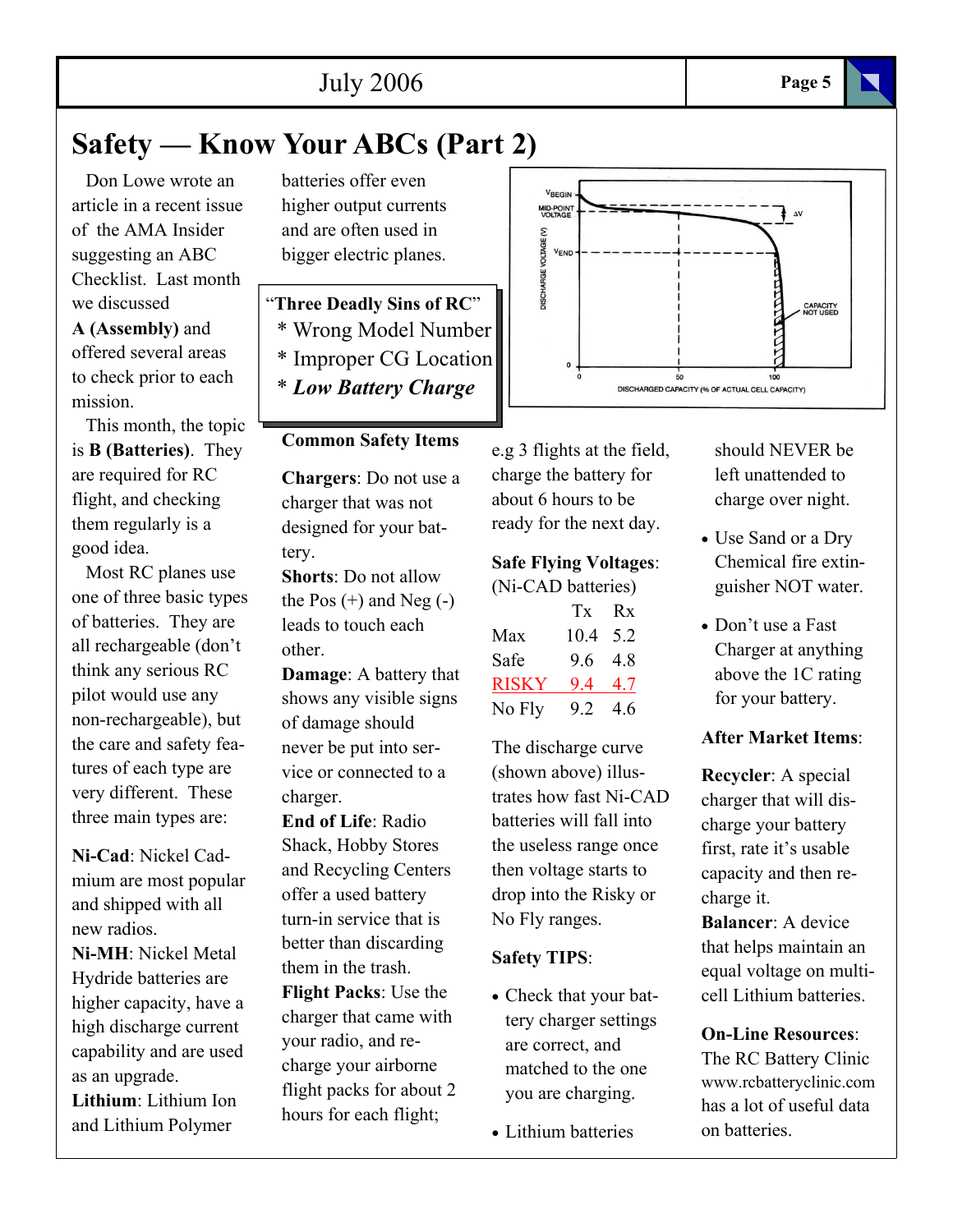# Safety — Know Your ABCs (Part 2)

Don Lowe wrote an article in a recent issue of the AMA Insider suggesting an ABC Checklist. Last month we discussed **A (Assembly)** and offered several areas to check prior to each mission.

This month, the topic is **B (Batteries)**. They are required for RC flight, and checking them regularly is a good idea.

Most RC planes use one of three basic types of batteries. They are all rechargeable (don't think any serious RC pilot would use any non-rechargeable), but the care and safety features of each type are very different. These three main types are:

**Ni-Cad**: Nickel Cadmium are most popular and shipped with all new radios.

**Ni-MH**: Nickel Metal Hydride batteries are higher capacity, have a high discharge current capability and are used as an upgrade.

**Lithium**: Lithium Ion and Lithium Polymer batteries offer even higher output currents and are often used in bigger electric planes.

> "**Three Deadly Sins of RC**"
> * Wrong Model Number
> * Improper CG Location
> * ***Low Battery Charge***

### Common Safety Items

**Chargers**: Do not use a charger that was not designed for your battery.

**Shorts**: Do not allow the Pos (+) and Neg (-) leads to touch each other.

**Damage**: A battery that shows any visible signs of damage should never be put into service or connected to a charger.

**End of Life**: Radio Shack, Hobby Stores and Recycling Centers offer a used battery turn-in service that is better than discarding them in the trash.

**Flight Packs**: Use the charger that came with your radio, and recharge your airborne flight packs for about 2 hours for each flight; e.g 3 flights at the field, charge the battery for about 6 hours to be ready for the next day.

**Safe Flying Voltages**: (Ni-CAD batteries)

| | Tx | Rx |
|---|---|---|
| Max | 10.4 | 5.2 |
| Safe | 9.6 | 4.8 |
| RISKY | 9.4 | 4.7 |
| No Fly | 9.2 | 4.6 |

The discharge curve (shown above) illustrates how fast Ni-CAD batteries will fall into the useless range once then voltage starts to drop into the Risky or No Fly ranges.

### Safety TIPS:

- Check that your battery charger settings are correct, and matched to the one you are charging.
- Lithium batteries should NEVER be left unattended to charge over night.
- Use Sand or a Dry Chemical fire extinguisher NOT water.
- Don't use a Fast Charger at anything above the 1C rating for your battery.

### After Market Items:

**Recycler**: A special charger that will discharge your battery first, rate it's usable capacity and then recharge it.

**Balancer**: A device that helps maintain an equal voltage on multi-cell Lithium batteries.

**On-Line Resources**: The RC Battery Clinic www.rcbatteryclinic.com has a lot of useful data on batteries.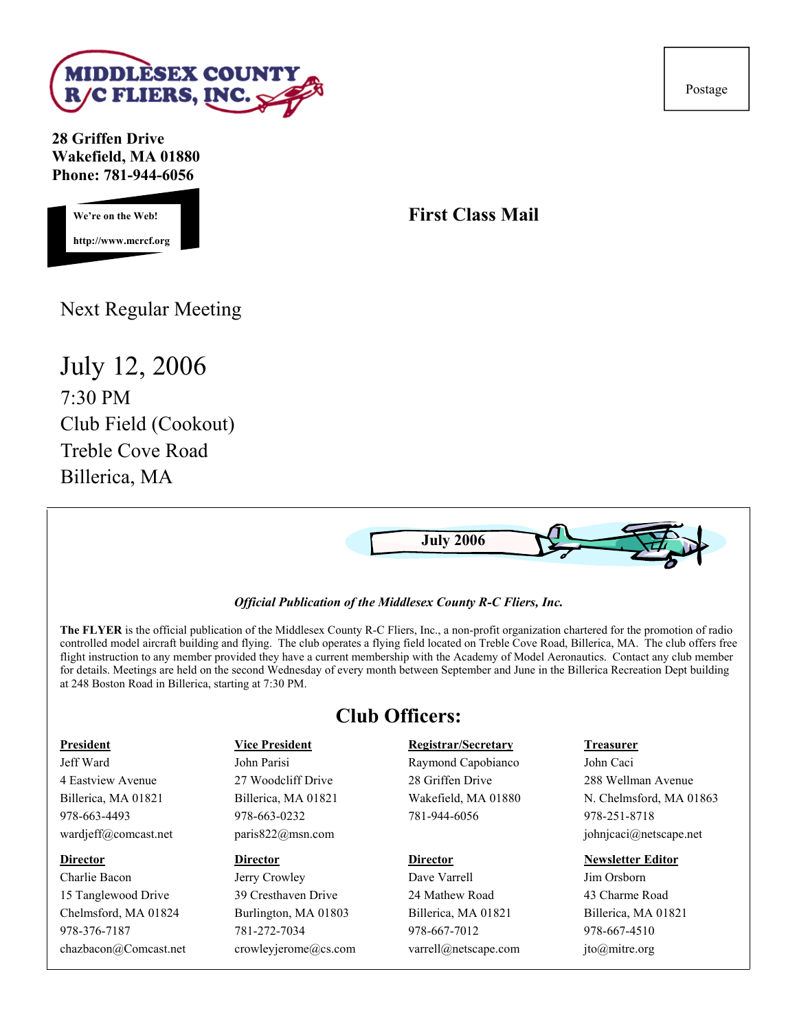**MIDDLESEX COUNTY R/C FLIERS, INC.**

**28 Griffen Drive**
**Wakefield, MA 01880**
**Phone: 781-944-6056**

Postage

**We're on the Web!**

**http://www.mcrcf.org**

**First Class Mail**

Next Regular Meeting

July 12, 2006

7:30 PM

Club Field (Cookout)

Treble Cove Road

Billerica, MA

**July 2006**

***Official Publication of the Middlesex County R-C Fliers, Inc.***

**The FLYER** is the official publication of the Middlesex County R-C Fliers, Inc., a non-profit organization chartered for the promotion of radio controlled model aircraft building and flying. The club operates a flying field located on Treble Cove Road, Billerica, MA. The club offers free flight instruction to any member provided they have a current membership with the Academy of Model Aeronautics. Contact any club member for details. Meetings are held on the second Wednesday of every month between September and June in the Billerica Recreation Dept building at 248 Boston Road in Billerica, starting at 7:30 PM.

## Club Officers:

**President**
Jeff Ward
4 Eastview Avenue
Billerica, MA 01821
978-663-4493
wardjeff@comcast.net

**Vice President**
John Parisi
27 Woodcliff Drive
Billerica, MA 01821
978-663-0232
paris822@msn.com

**Registrar/Secretary**
Raymond Capobianco
28 Griffen Drive
Wakefield, MA 01880
781-944-6056

**Treasurer**
John Caci
288 Wellman Avenue
N. Chelmsford, MA 01863
978-251-8718
johnjcaci@netscape.net

**Director**
Charlie Bacon
15 Tanglewood Drive
Chelmsford, MA 01824
978-376-7187
chazbacon@Comcast.net

**Director**
Jerry Crowley
39 Cresthaven Drive
Burlington, MA 01803
781-272-7034
crowleyjerome@cs.com

**Director**
Dave Varrell
24 Mathew Road
Billerica, MA 01821
978-667-7012
varrell@netscape.com

**Newsletter Editor**
Jim Orsborn
43 Charme Road
Billerica, MA 01821
978-667-4510
jto@mitre.org